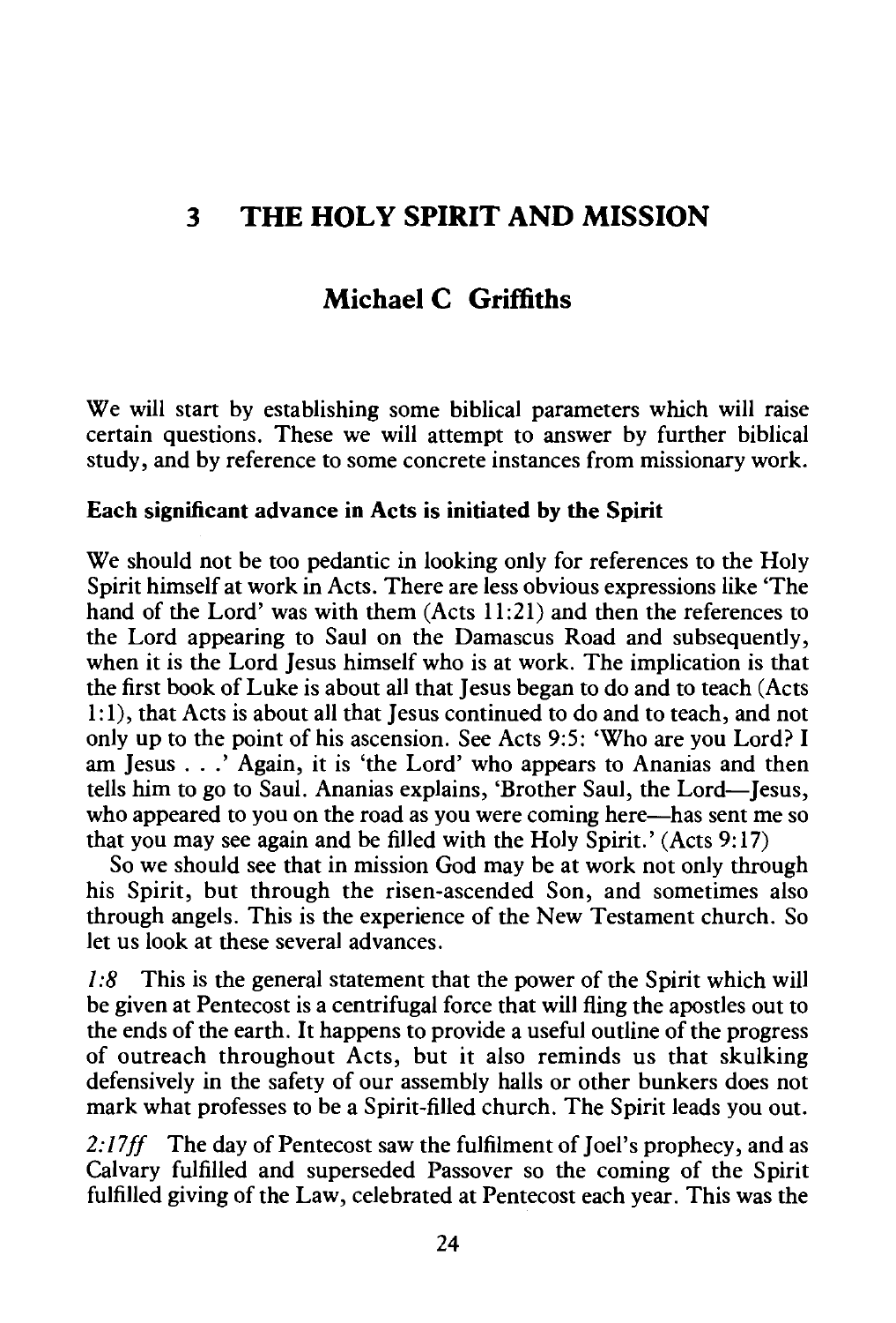# 3 THE HOLY SPIRIT AND MISSION

## Michael C Griffiths

We will start by establishing some biblical parameters which will raise certain questions. These we will attempt to answer by further biblical study, and by reference to some concrete instances from missionary work.

### Each significant advance in Acts is initiated by the Spirit

We should not be too pedantic in looking only for references to the Holy Spirit himself at work in Acts. There are less obvious expressions like 'The hand of the Lord' was with them (Acts 11:21) and then the references to the Lord appearing to Saul on the Damascus Road and subsequently, when it is the Lord Jesus himself who is at work. The implication is that the first book of Luke is about all that Jesus began to do and to teach (Acts 1:1), that Acts is about all that Jesus continued to do and to teach, and not only up to the point of his ascension. See Acts 9:5: 'Who are you Lord? I am Jesus . . .' Again, it is 'the Lord' who appears to Ananias and then tells him to go to Saul. Ananias explains, 'Brother Saul, the Lord—Jesus, who appeared to you on the road as you were coming here—has sent me so that you may see again and be filled with the Holy Spirit.' (Acts 9:17)

So we should see that in mission God may be at work not only through his Spirit, but through the risen-ascended Son, and sometimes also through angels. This is the experience of the New Testament church. So let us look at these several advances.

*1:8* This is the general statement that the power of the Spirit which will be given at Pentecost is a centrifugal force that will fling the apostles out to the ends of the earth. It happens to provide a useful outline of the progress of outreach throughout Acts, but it also reminds us that skulking defensively in the safety of our assembly halls or other bunkers does not mark what professes to be a Spirit-filled church. The Spirit leads you out.

*2:17ff* The day of Pentecost saw the fulfilment of Joel's prophecy, and as Calvary fulfilled and superseded Passover so the coming of the Spirit fulfilled giving of the Law, celebrated at Pentecost each year. This was the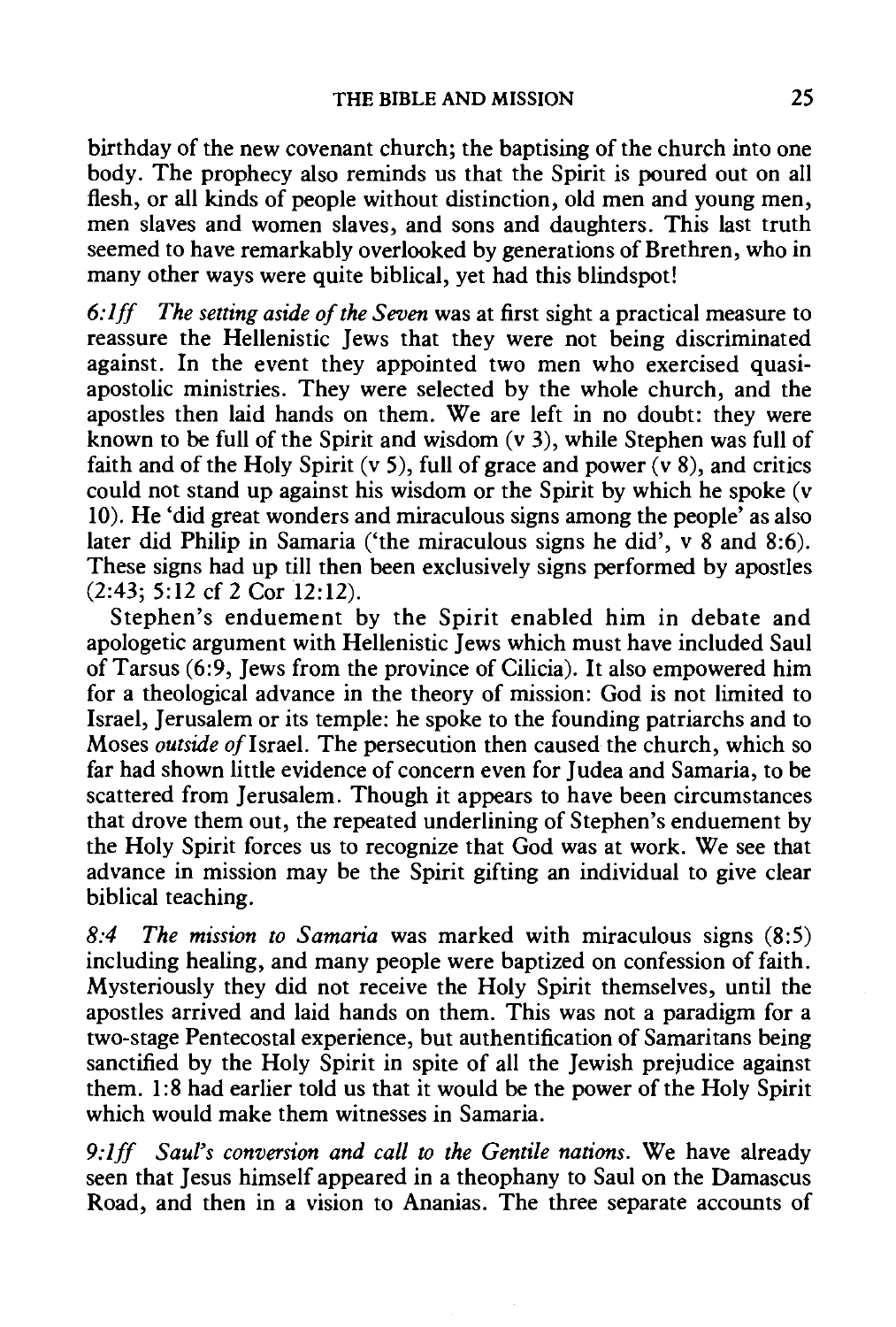birthday of the new covenant church; the baptising of the church into one body. The prophecy also reminds us that the Spirit is poured out on all flesh, or all kinds of people without distinction, old men and young men, men slaves and women slaves, and sons and daughters. This last truth seemed to have remarkably overlooked by generations of Brethren, who in many other ways were quite biblical, yet had this blindspot!

*6:1ff The setting aside of the Seven* was at first sight a practical measure to reassure the Hellenistic Jews that they were not being discriminated against. In the event they appointed two men who exercised quasi-apostolic ministries. They were selected by the whole church, and the apostles then laid hands on them. We are left in no doubt: they were known to be full of the Spirit and wisdom (v 3), while Stephen was full of faith and of the Holy Spirit (v 5), full of grace and power (v 8), and critics could not stand up against his wisdom or the Spirit by which he spoke (v 10). He 'did great wonders and miraculous signs among the people' as also later did Philip in Samaria ('the miraculous signs he did', v 8 and 8:6). These signs had up till then been exclusively signs performed by apostles (2:43; 5:12 cf 2 Cor 12:12).

Stephen's enduement by the Spirit enabled him in debate and apologetic argument with Hellenistic Jews which must have included Saul of Tarsus (6:9, Jews from the province of Cilicia). It also empowered him for a theological advance in the theory of mission: God is not limited to Israel, Jerusalem or its temple: he spoke to the founding patriarchs and to Moses *outside of* Israel. The persecution then caused the church, which so far had shown little evidence of concern even for Judea and Samaria, to be scattered from Jerusalem. Though it appears to have been circumstances that drove them out, the repeated underlining of Stephen's enduement by the Holy Spirit forces us to recognize that God was at work. We see that advance in mission may be the Spirit gifting an individual to give clear biblical teaching.

*8:4 The mission to Samaria* was marked with miraculous signs (8:5) including healing, and many people were baptized on confession of faith. Mysteriously they did not receive the Holy Spirit themselves, until the apostles arrived and laid hands on them. This was not a paradigm for a two-stage Pentecostal experience, but authentification of Samaritans being sanctified by the Holy Spirit in spite of all the Jewish prejudice against them. 1:8 had earlier told us that it would be the power of the Holy Spirit which would make them witnesses in Samaria.

*9:1ff Saul's conversion and call to the Gentile nations.* We have already seen that Jesus himself appeared in a theophany to Saul on the Damascus Road, and then in a vision to Ananias. The three separate accounts of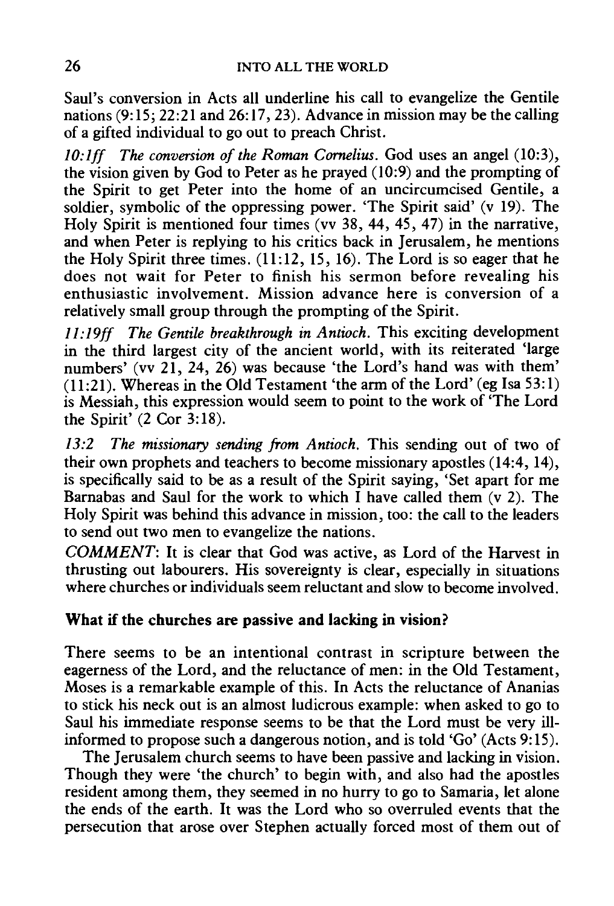Saul's conversion in Acts all underline his call to evangelize the Gentile nations (9:15; 22:21 and 26:17, 23). Advance in mission may be the calling of a gifted individual to go out to preach Christ.

*10:1ff The conversion of the Roman Cornelius.* God uses an angel (10:3), the vision given by God to Peter as he prayed (10:9) and the prompting of the Spirit to get Peter into the home of an uncircumcised Gentile, a soldier, symbolic of the oppressing power. 'The Spirit said' (v 19). The Holy Spirit is mentioned four times (vv 38, 44, 45, 47) in the narrative, and when Peter is replying to his critics back in Jerusalem, he mentions the Holy Spirit three times. (11:12, 15, 16). The Lord is so eager that he does not wait for Peter to finish his sermon before revealing his enthusiastic involvement. Mission advance here is conversion of a relatively small group through the prompting of the Spirit.

*11:19ff The Gentile breakthrough in Antioch.* This exciting development in the third largest city of the ancient world, with its reiterated 'large numbers' (vv 21, 24, 26) was because 'the Lord's hand was with them' (11:21). Whereas in the Old Testament 'the arm of the Lord' (eg Isa 53:1) is Messiah, this expression would seem to point to the work of 'The Lord the Spirit' (2 Cor 3:18).

*13:2 The missionary sending from Antioch.* This sending out of two of their own prophets and teachers to become missionary apostles (14:4, 14), is specifically said to be as a result of the Spirit saying, 'Set apart for me Barnabas and Saul for the work to which I have called them (v 2). The Holy Spirit was behind this advance in mission, too: the call to the leaders to send out two men to evangelize the nations.

*COMMENT*: It is clear that God was active, as Lord of the Harvest in thrusting out labourers. His sovereignty is clear, especially in situations where churches or individuals seem reluctant and slow to become involved.

## What if the churches are passive and lacking in vision?

There seems to be an intentional contrast in scripture between the eagerness of the Lord, and the reluctance of men: in the Old Testament, Moses is a remarkable example of this. In Acts the reluctance of Ananias to stick his neck out is an almost ludicrous example: when asked to go to Saul his immediate response seems to be that the Lord must be very ill-informed to propose such a dangerous notion, and is told 'Go' (Acts 9:15).

The Jerusalem church seems to have been passive and lacking in vision. Though they were 'the church' to begin with, and also had the apostles resident among them, they seemed in no hurry to go to Samaria, let alone the ends of the earth. It was the Lord who so overruled events that the persecution that arose over Stephen actually forced most of them out of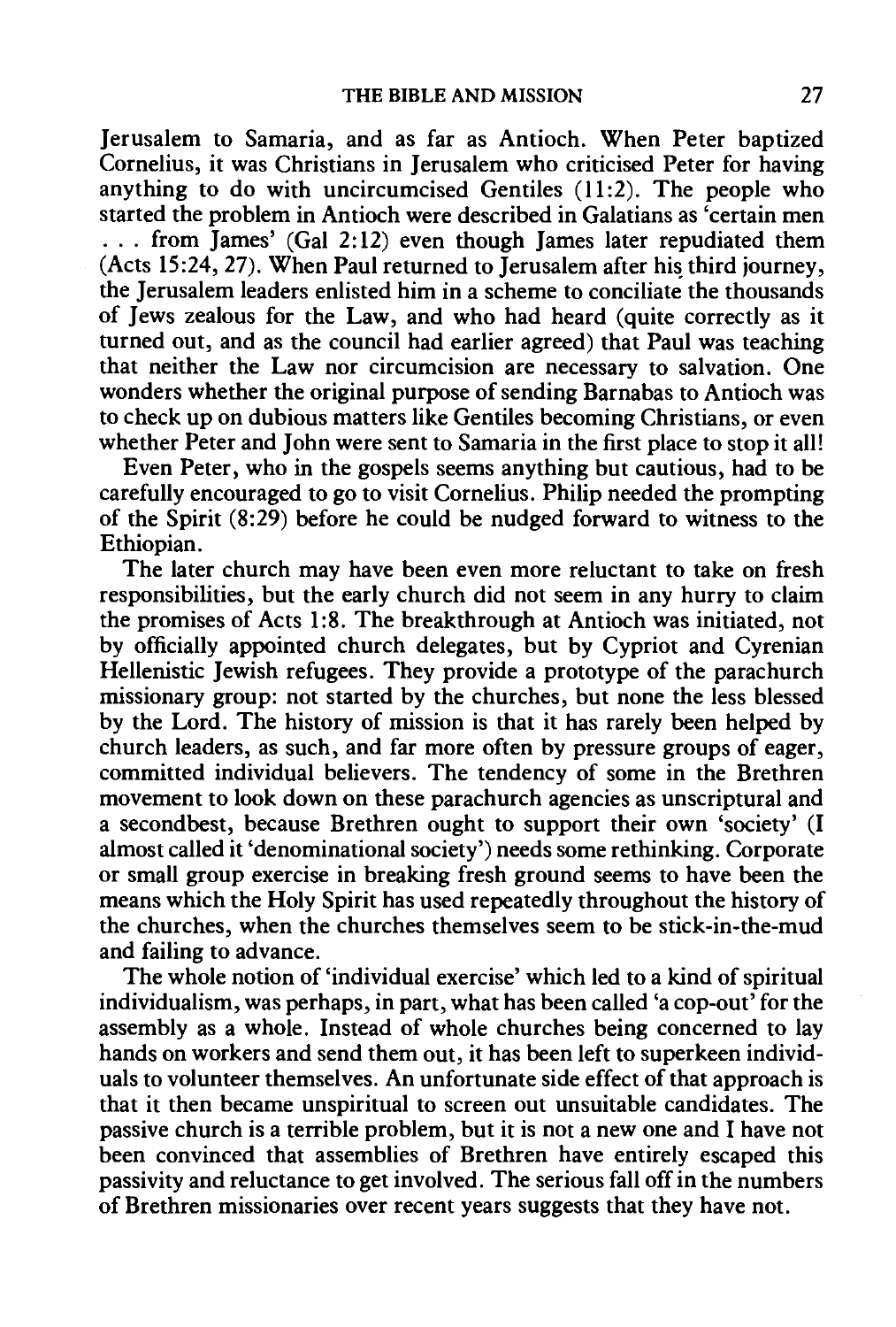Jerusalem to Samaria, and as far as Antioch. When Peter baptized Cornelius, it was Christians in Jerusalem who criticised Peter for having anything to do with uncircumcised Gentiles (11:2). The people who started the problem in Antioch were described in Galatians as 'certain men . . . from James' (Gal 2:12) even though James later repudiated them (Acts 15:24, 27). When Paul returned to Jerusalem after his third journey, the Jerusalem leaders enlisted him in a scheme to conciliate the thousands of Jews zealous for the Law, and who had heard (quite correctly as it turned out, and as the council had earlier agreed) that Paul was teaching that neither the Law nor circumcision are necessary to salvation. One wonders whether the original purpose of sending Barnabas to Antioch was to check up on dubious matters like Gentiles becoming Christians, or even whether Peter and John were sent to Samaria in the first place to stop it all!

Even Peter, who in the gospels seems anything but cautious, had to be carefully encouraged to go to visit Cornelius. Philip needed the prompting of the Spirit (8:29) before he could be nudged forward to witness to the Ethiopian.

The later church may have been even more reluctant to take on fresh responsibilities, but the early church did not seem in any hurry to claim the promises of Acts 1:8. The breakthrough at Antioch was initiated, not by officially appointed church delegates, but by Cypriot and Cyrenian Hellenistic Jewish refugees. They provide a prototype of the parachurch missionary group: not started by the churches, but none the less blessed by the Lord. The history of mission is that it has rarely been helped by church leaders, as such, and far more often by pressure groups of eager, committed individual believers. The tendency of some in the Brethren movement to look down on these parachurch agencies as unscriptural and a secondbest, because Brethren ought to support their own 'society' (I almost called it 'denominational society') needs some rethinking. Corporate or small group exercise in breaking fresh ground seems to have been the means which the Holy Spirit has used repeatedly throughout the history of the churches, when the churches themselves seem to be stick-in-the-mud and failing to advance.

The whole notion of 'individual exercise' which led to a kind of spiritual individualism, was perhaps, in part, what has been called 'a cop-out' for the assembly as a whole. Instead of whole churches being concerned to lay hands on workers and send them out, it has been left to superkeen individuals to volunteer themselves. An unfortunate side effect of that approach is that it then became unspiritual to screen out unsuitable candidates. The passive church is a terrible problem, but it is not a new one and I have not been convinced that assemblies of Brethren have entirely escaped this passivity and reluctance to get involved. The serious fall off in the numbers of Brethren missionaries over recent years suggests that they have not.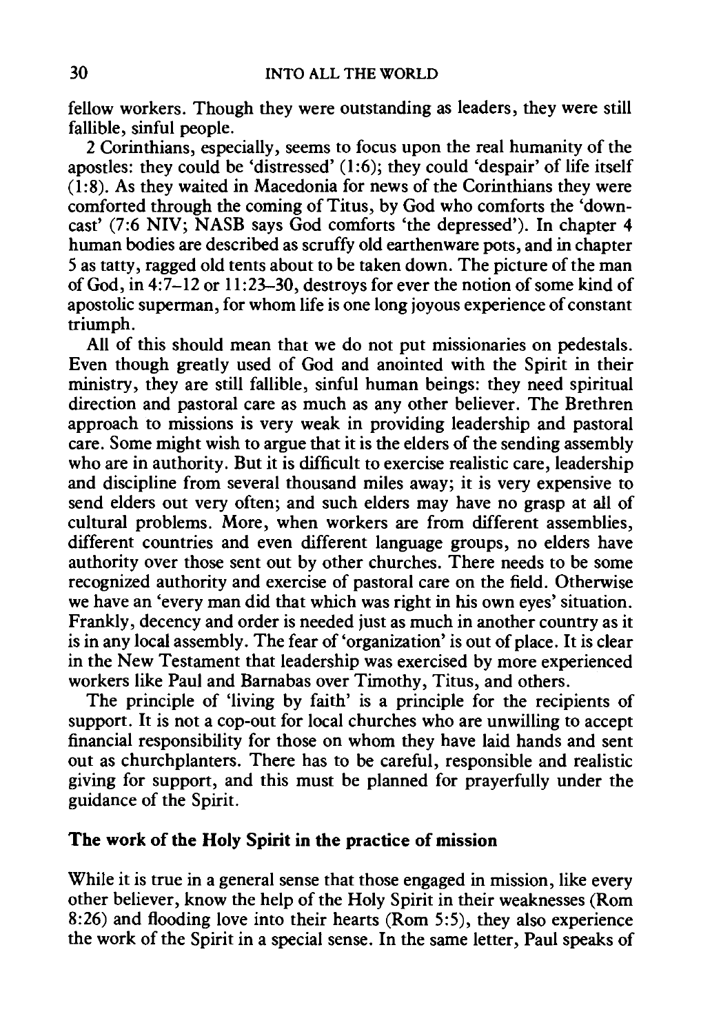fellow workers. Though they were outstanding as leaders, they were still fallible, sinful people.

2 Corinthians, especially, seems to focus upon the real humanity of the apostles: they could be 'distressed' (1:6); they could 'despair' of life itself (1:8). As they waited in Macedonia for news of the Corinthians they were comforted through the coming of Titus, by God who comforts the 'downcast' (7:6 NIV; NASB says God comforts 'the depressed'). In chapter 4 human bodies are described as scruffy old earthenware pots, and in chapter 5 as tatty, ragged old tents about to be taken down. The picture of the man of God, in 4:7–12 or 11:23–30, destroys for ever the notion of some kind of apostolic superman, for whom life is one long joyous experience of constant triumph.

All of this should mean that we do not put missionaries on pedestals. Even though greatly used of God and anointed with the Spirit in their ministry, they are still fallible, sinful human beings: they need spiritual direction and pastoral care as much as any other believer. The Brethren approach to missions is very weak in providing leadership and pastoral care. Some might wish to argue that it is the elders of the sending assembly who are in authority. But it is difficult to exercise realistic care, leadership and discipline from several thousand miles away; it is very expensive to send elders out very often; and such elders may have no grasp at all of cultural problems. More, when workers are from different assemblies, different countries and even different language groups, no elders have authority over those sent out by other churches. There needs to be some recognized authority and exercise of pastoral care on the field. Otherwise we have an 'every man did that which was right in his own eyes' situation. Frankly, decency and order is needed just as much in another country as it is in any local assembly. The fear of 'organization' is out of place. It is clear in the New Testament that leadership was exercised by more experienced workers like Paul and Barnabas over Timothy, Titus, and others.

The principle of 'living by faith' is a principle for the recipients of support. It is not a cop-out for local churches who are unwilling to accept financial responsibility for those on whom they have laid hands and sent out as churchplanters. There has to be careful, responsible and realistic giving for support, and this must be planned for prayerfully under the guidance of the Spirit.

## The work of the Holy Spirit in the practice of mission

While it is true in a general sense that those engaged in mission, like every other believer, know the help of the Holy Spirit in their weaknesses (Rom 8:26) and flooding love into their hearts (Rom 5:5), they also experience the work of the Spirit in a special sense. In the same letter, Paul speaks of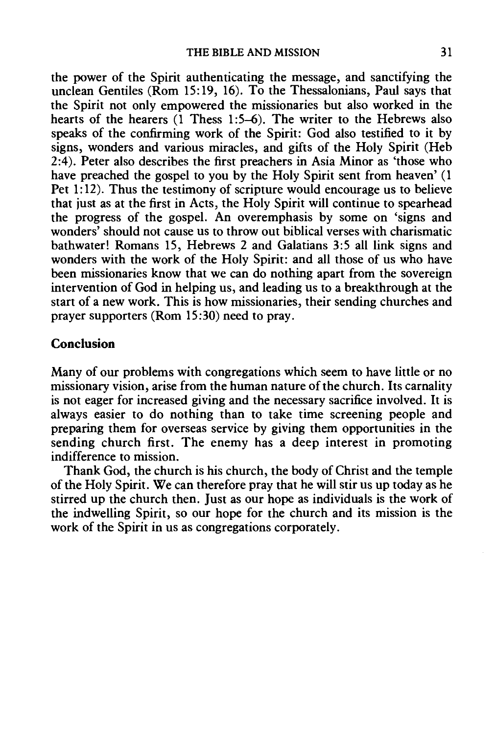the power of the Spirit authenticating the message, and sanctifying the unclean Gentiles (Rom 15:19, 16). To the Thessalonians, Paul says that the Spirit not only empowered the missionaries but also worked in the hearts of the hearers (1 Thess 1:5–6). The writer to the Hebrews also speaks of the confirming work of the Spirit: God also testified to it by signs, wonders and various miracles, and gifts of the Holy Spirit (Heb 2:4). Peter also describes the first preachers in Asia Minor as 'those who have preached the gospel to you by the Holy Spirit sent from heaven' (1 Pet 1:12). Thus the testimony of scripture would encourage us to believe that just as at the first in Acts, the Holy Spirit will continue to spearhead the progress of the gospel. An overemphasis by some on 'signs and wonders' should not cause us to throw out biblical verses with charismatic bathwater! Romans 15, Hebrews 2 and Galatians 3:5 all link signs and wonders with the work of the Holy Spirit: and all those of us who have been missionaries know that we can do nothing apart from the sovereign intervention of God in helping us, and leading us to a breakthrough at the start of a new work. This is how missionaries, their sending churches and prayer supporters (Rom 15:30) need to pray.

## Conclusion

Many of our problems with congregations which seem to have little or no missionary vision, arise from the human nature of the church. Its carnality is not eager for increased giving and the necessary sacrifice involved. It is always easier to do nothing than to take time screening people and preparing them for overseas service by giving them opportunities in the sending church first. The enemy has a deep interest in promoting indifference to mission.

Thank God, the church is his church, the body of Christ and the temple of the Holy Spirit. We can therefore pray that he will stir us up today as he stirred up the church then. Just as our hope as individuals is the work of the indwelling Spirit, so our hope for the church and its mission is the work of the Spirit in us as congregations corporately.